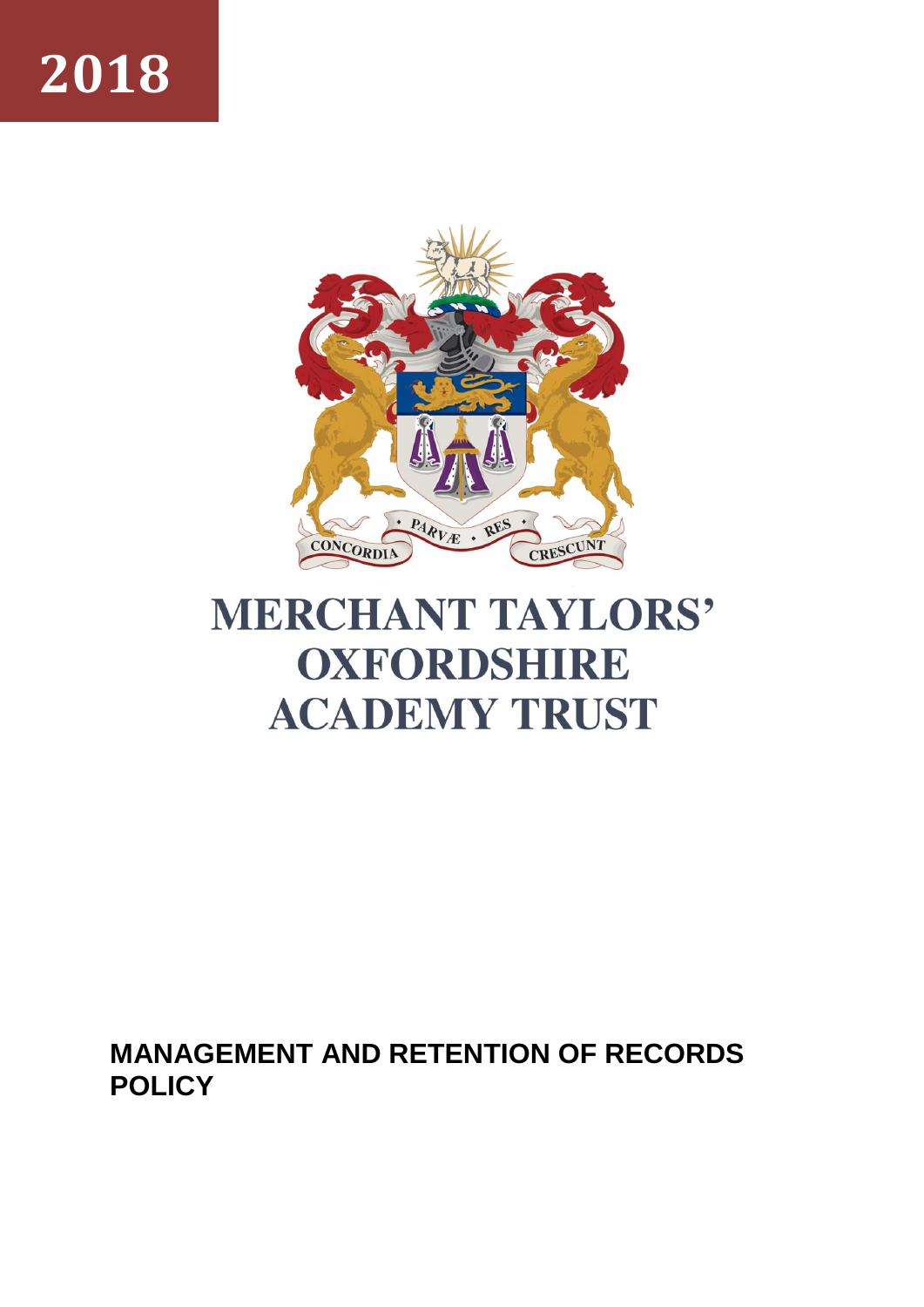2018

# MERCHANT TAYLORS' OXFORDSHIRE ACADEMY TRUST

## MANAGEMENT AND RETENTION OF RECORDS POLICY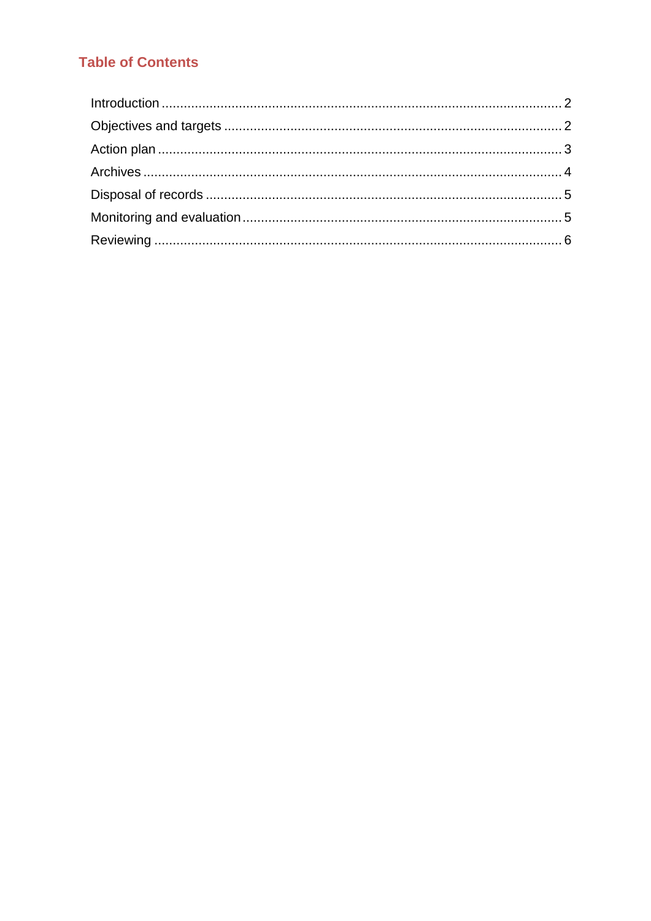## Table of Contents

- Introduction ..... 2
- Objectives and targets ..... 2
- Action plan ..... 3
- Archives ..... 4
- Disposal of records ..... 5
- Monitoring and evaluation ..... 5
- Reviewing ..... 6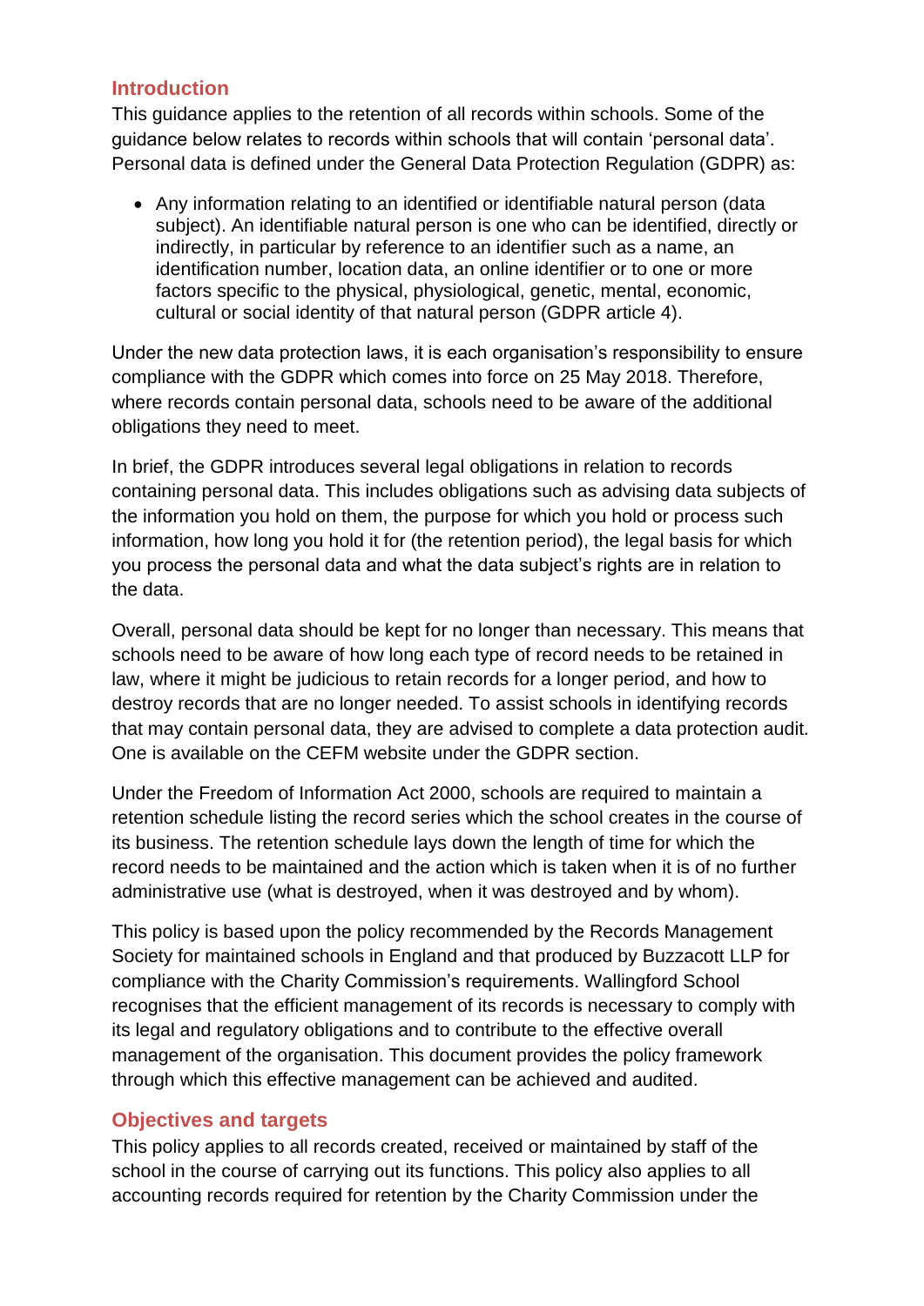## Introduction

This guidance applies to the retention of all records within schools. Some of the guidance below relates to records within schools that will contain 'personal data'. Personal data is defined under the General Data Protection Regulation (GDPR) as:

- Any information relating to an identified or identifiable natural person (data subject). An identifiable natural person is one who can be identified, directly or indirectly, in particular by reference to an identifier such as a name, an identification number, location data, an online identifier or to one or more factors specific to the physical, physiological, genetic, mental, economic, cultural or social identity of that natural person (GDPR article 4).

Under the new data protection laws, it is each organisation's responsibility to ensure compliance with the GDPR which comes into force on 25 May 2018. Therefore, where records contain personal data, schools need to be aware of the additional obligations they need to meet.

In brief, the GDPR introduces several legal obligations in relation to records containing personal data. This includes obligations such as advising data subjects of the information you hold on them, the purpose for which you hold or process such information, how long you hold it for (the retention period), the legal basis for which you process the personal data and what the data subject's rights are in relation to the data.

Overall, personal data should be kept for no longer than necessary. This means that schools need to be aware of how long each type of record needs to be retained in law, where it might be judicious to retain records for a longer period, and how to destroy records that are no longer needed. To assist schools in identifying records that may contain personal data, they are advised to complete a data protection audit. One is available on the CEFM website under the GDPR section.

Under the Freedom of Information Act 2000, schools are required to maintain a retention schedule listing the record series which the school creates in the course of its business. The retention schedule lays down the length of time for which the record needs to be maintained and the action which is taken when it is of no further administrative use (what is destroyed, when it was destroyed and by whom).

This policy is based upon the policy recommended by the Records Management Society for maintained schools in England and that produced by Buzzacott LLP for compliance with the Charity Commission's requirements. Wallingford School recognises that the efficient management of its records is necessary to comply with its legal and regulatory obligations and to contribute to the effective overall management of the organisation. This document provides the policy framework through which this effective management can be achieved and audited.

## Objectives and targets

This policy applies to all records created, received or maintained by staff of the school in the course of carrying out its functions. This policy also applies to all accounting records required for retention by the Charity Commission under the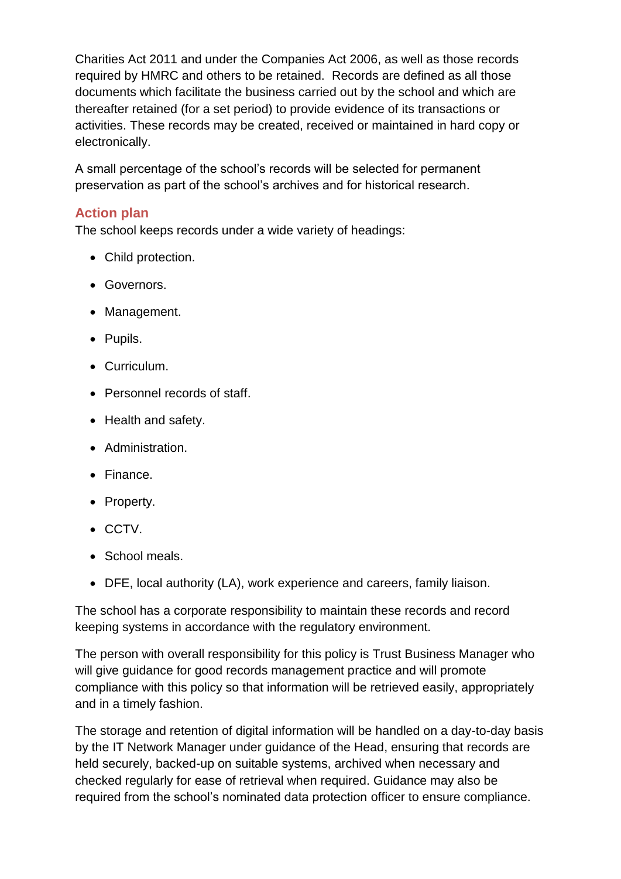Charities Act 2011 and under the Companies Act 2006, as well as those records required by HMRC and others to be retained. Records are defined as all those documents which facilitate the business carried out by the school and which are thereafter retained (for a set period) to provide evidence of its transactions or activities. These records may be created, received or maintained in hard copy or electronically.

A small percentage of the school's records will be selected for permanent preservation as part of the school's archives and for historical research.

## Action plan

The school keeps records under a wide variety of headings:

- Child protection.
- Governors.
- Management.
- Pupils.
- Curriculum.
- Personnel records of staff.
- Health and safety.
- Administration.
- Finance.
- Property.
- CCTV.
- School meals.
- DFE, local authority (LA), work experience and careers, family liaison.

The school has a corporate responsibility to maintain these records and record keeping systems in accordance with the regulatory environment.

The person with overall responsibility for this policy is Trust Business Manager who will give guidance for good records management practice and will promote compliance with this policy so that information will be retrieved easily, appropriately and in a timely fashion.

The storage and retention of digital information will be handled on a day-to-day basis by the IT Network Manager under guidance of the Head, ensuring that records are held securely, backed-up on suitable systems, archived when necessary and checked regularly for ease of retrieval when required. Guidance may also be required from the school's nominated data protection officer to ensure compliance.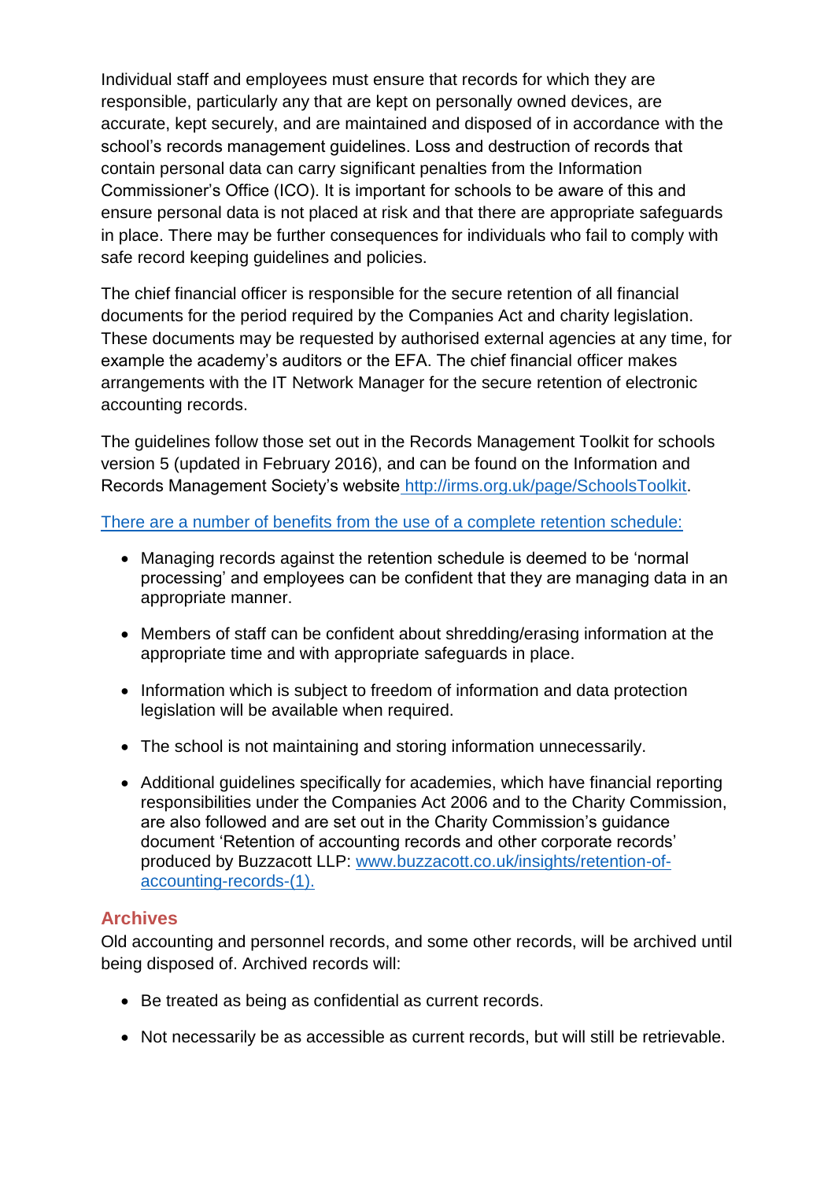Individual staff and employees must ensure that records for which they are responsible, particularly any that are kept on personally owned devices, are accurate, kept securely, and are maintained and disposed of in accordance with the school's records management guidelines. Loss and destruction of records that contain personal data can carry significant penalties from the Information Commissioner's Office (ICO). It is important for schools to be aware of this and ensure personal data is not placed at risk and that there are appropriate safeguards in place. There may be further consequences for individuals who fail to comply with safe record keeping guidelines and policies.

The chief financial officer is responsible for the secure retention of all financial documents for the period required by the Companies Act and charity legislation. These documents may be requested by authorised external agencies at any time, for example the academy's auditors or the EFA. The chief financial officer makes arrangements with the IT Network Manager for the secure retention of electronic accounting records.

The guidelines follow those set out in the Records Management Toolkit for schools version 5 (updated in February 2016), and can be found on the Information and Records Management Society's website [http://irms.org.uk/page/SchoolsToolkit](http://irms.org.uk/page/SchoolsToolkit).

There are a number of benefits from the use of a complete retention schedule:

- Managing records against the retention schedule is deemed to be 'normal processing' and employees can be confident that they are managing data in an appropriate manner.
- Members of staff can be confident about shredding/erasing information at the appropriate time and with appropriate safeguards in place.
- Information which is subject to freedom of information and data protection legislation will be available when required.
- The school is not maintaining and storing information unnecessarily.
- Additional guidelines specifically for academies, which have financial reporting responsibilities under the Companies Act 2006 and to the Charity Commission, are also followed and are set out in the Charity Commission's guidance document 'Retention of accounting records and other corporate records' produced by Buzzacott LLP: [www.buzzacott.co.uk/insights/retention-of-accounting-records-(1).](www.buzzacott.co.uk/insights/retention-of-accounting-records-(1))

## Archives

Old accounting and personnel records, and some other records, will be archived until being disposed of. Archived records will:

- Be treated as being as confidential as current records.
- Not necessarily be as accessible as current records, but will still be retrievable.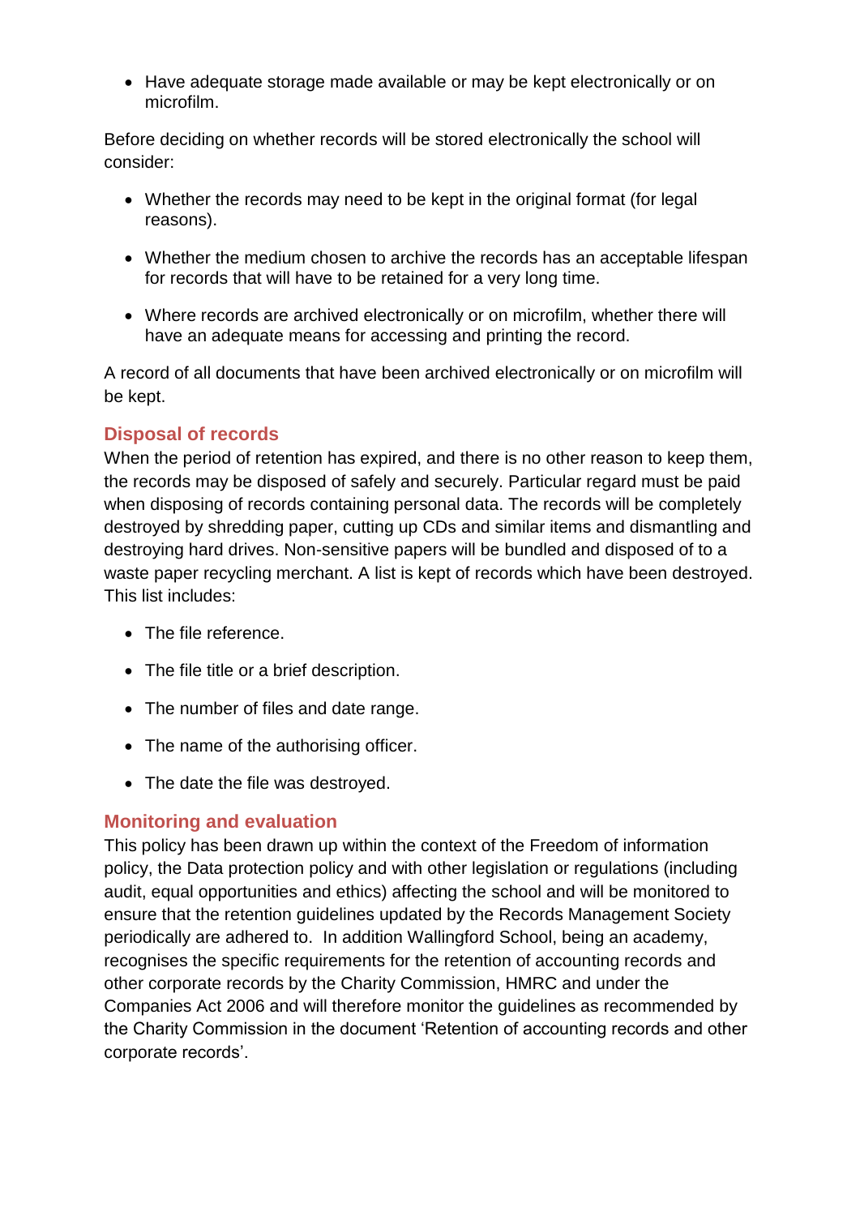- Have adequate storage made available or may be kept electronically or on microfilm.

Before deciding on whether records will be stored electronically the school will consider:

- Whether the records may need to be kept in the original format (for legal reasons).
- Whether the medium chosen to archive the records has an acceptable lifespan for records that will have to be retained for a very long time.
- Where records are archived electronically or on microfilm, whether there will have an adequate means for accessing and printing the record.

A record of all documents that have been archived electronically or on microfilm will be kept.

## Disposal of records

When the period of retention has expired, and there is no other reason to keep them, the records may be disposed of safely and securely. Particular regard must be paid when disposing of records containing personal data. The records will be completely destroyed by shredding paper, cutting up CDs and similar items and dismantling and destroying hard drives. Non-sensitive papers will be bundled and disposed of to a waste paper recycling merchant. A list is kept of records which have been destroyed. This list includes:

- The file reference.
- The file title or a brief description.
- The number of files and date range.
- The name of the authorising officer.
- The date the file was destroyed.

## Monitoring and evaluation

This policy has been drawn up within the context of the Freedom of information policy, the Data protection policy and with other legislation or regulations (including audit, equal opportunities and ethics) affecting the school and will be monitored to ensure that the retention guidelines updated by the Records Management Society periodically are adhered to. In addition Wallingford School, being an academy, recognises the specific requirements for the retention of accounting records and other corporate records by the Charity Commission, HMRC and under the Companies Act 2006 and will therefore monitor the guidelines as recommended by the Charity Commission in the document 'Retention of accounting records and other corporate records'.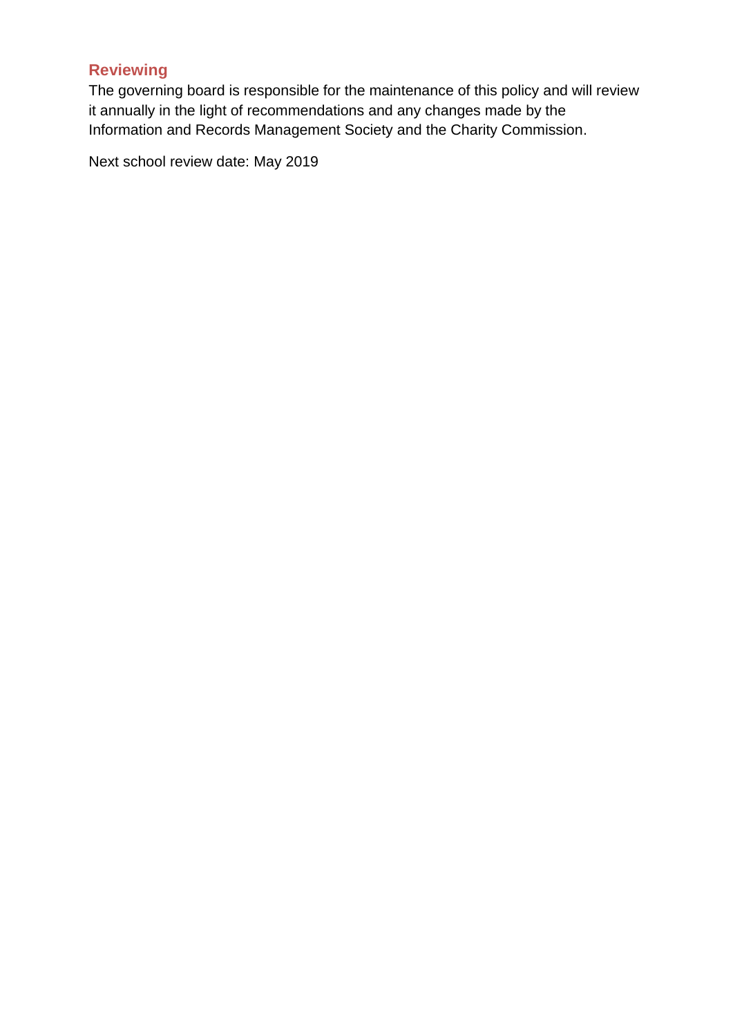## Reviewing

The governing board is responsible for the maintenance of this policy and will review it annually in the light of recommendations and any changes made by the Information and Records Management Society and the Charity Commission.

Next school review date: May 2019